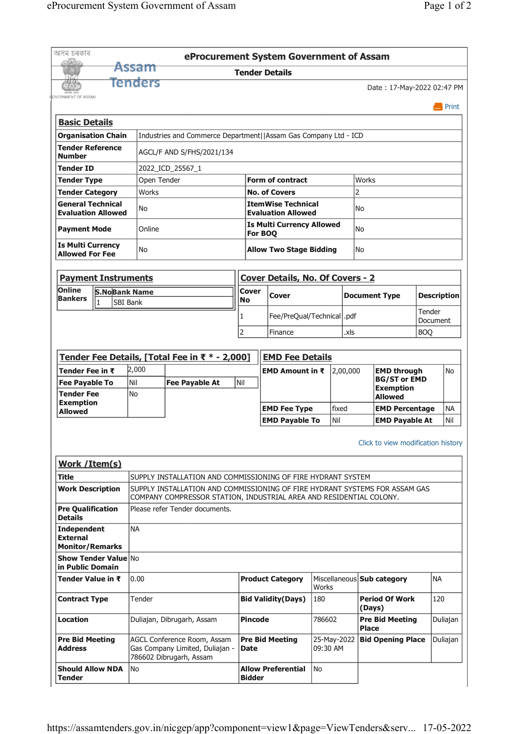অসম চৰকাৰ

Assam Tenders

GOVERNMENT OF ASSAM

# eProcurement System Government of Assam

## Tender Details

Date : 17-May-2022 02:47 PM

Print

### Basic Details

| | | | |
|---|---|---|---|
| **Organisation Chain** | Industries and Commerce Department\|\|Assam Gas Company Ltd - ICD | | |
| **Tender Reference Number** | AGCL/F AND S/FHS/2021/134 | | |
| **Tender ID** | 2022_ICD_25567_1 | | |
| **Tender Type** | Open Tender | **Form of contract** | Works |
| **Tender Category** | Works | **No. of Covers** | 2 |
| **General Technical Evaluation Allowed** | No | **ItemWise Technical Evaluation Allowed** | No |
| **Payment Mode** | Online | **Is Multi Currency Allowed For BOQ** | No |
| **Is Multi Currency Allowed For Fee** | No | **Allow Two Stage Bidding** | No |

### Payment Instruments

**Online Bankers**

| S.No | Bank Name |
|---|---|
| 1 | SBI Bank |

### Cover Details, No. Of Covers - 2

| Cover No | Cover | Document Type | Description |
|---|---|---|---|
| 1 | Fee/PreQual/Technical | .pdf | Tender Document |
| 2 | Finance | .xls | BOQ |

### Tender Fee Details, [Total Fee in ₹ * - 2,000]

| | | | |
|---|---|---|---|
| **Tender Fee in ₹** | 2,000 | | |
| **Fee Payable To** | Nil | **Fee Payable At** | Nil |
| **Tender Fee Exemption Allowed** | No | | |

### EMD Fee Details

| | | | |
|---|---|---|---|
| **EMD Amount in ₹** | 2,00,000 | **EMD through BG/ST or EMD Exemption Allowed** | No |
| **EMD Fee Type** | fixed | **EMD Percentage** | NA |
| **EMD Payable To** | Nil | **EMD Payable At** | Nil |

Click to view modification history

### Work /Item(s)

| | | | | | |
|---|---|---|---|---|---|
| **Title** | SUPPLY INSTALLATION AND COMMISSIONING OF FIRE HYDRANT SYSTEM | | | | |
| **Work Description** | SUPPLY INSTALLATION AND COMMISSIONING OF FIRE HYDRANT SYSTEMS FOR ASSAM GAS COMPANY COMPRESSOR STATION, INDUSTRIAL AREA AND RESIDENTIAL COLONY. | | | | |
| **Pre Qualification Details** | Please refer Tender documents. | | | | |
| **Independent External Monitor/Remarks** | NA | | | | |
| **Show Tender Value in Public Domain** | No | | | | |
| **Tender Value in ₹** | 0.00 | **Product Category** | Miscellaneous Works | **Sub category** | NA |
| **Contract Type** | Tender | **Bid Validity(Days)** | 180 | **Period Of Work (Days)** | 120 |
| **Location** | Duliajan, Dibrugarh, Assam | **Pincode** | 786602 | **Pre Bid Meeting Place** | Duliajan |
| **Pre Bid Meeting Address** | AGCL Conference Room, Assam Gas Company Limited, Duliajan - 786602 Dibrugarh, Assam | **Pre Bid Meeting Date** | 25-May-2022 09:30 AM | **Bid Opening Place** | Duliajan |
| **Should Allow NDA Tender** | No | **Allow Preferential Bidder** | No | | |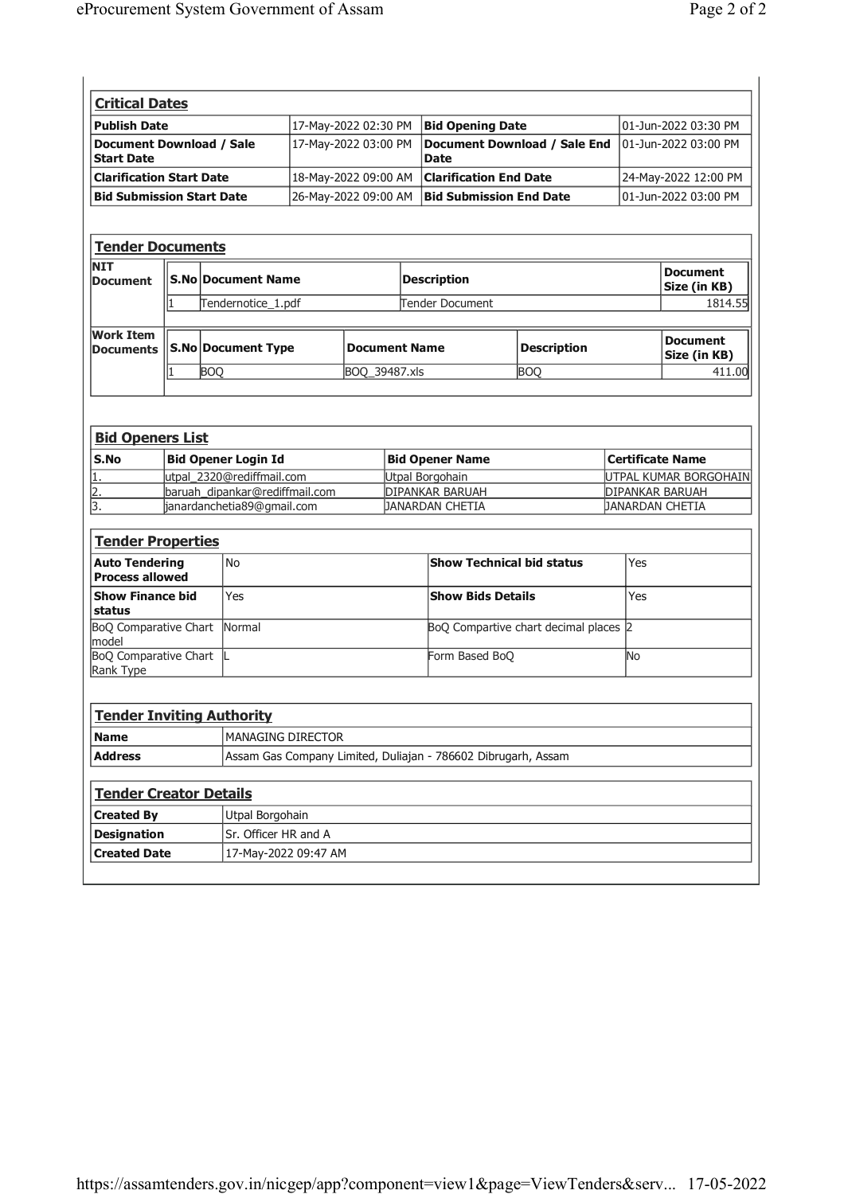## Critical Dates

| | | | |
|---|---|---|---|
| **Publish Date** | 17-May-2022 02:30 PM | **Bid Opening Date** | 01-Jun-2022 03:30 PM |
| **Document Download / Sale Start Date** | 17-May-2022 03:00 PM | **Document Download / Sale End Date** | 01-Jun-2022 03:00 PM |
| **Clarification Start Date** | 18-May-2022 09:00 AM | **Clarification End Date** | 24-May-2022 12:00 PM |
| **Bid Submission Start Date** | 26-May-2022 09:00 AM | **Bid Submission End Date** | 01-Jun-2022 03:00 PM |

## Tender Documents

**NIT Document**

| S.No | Document Name | Description | Document Size (in KB) |
|---|---|---|---|
| 1 | Tendernotice_1.pdf | Tender Document | 1814.55 |

**Work Item Documents**

| S.No | Document Type | Document Name | Description | Document Size (in KB) |
|---|---|---|---|---|
| 1 | BOQ | BOQ_39487.xls | BOQ | 411.00 |

## Bid Openers List

| S.No | Bid Opener Login Id | Bid Opener Name | Certificate Name |
|---|---|---|---|
| 1. | utpal_2320@rediffmail.com | Utpal Borgohain | UTPAL KUMAR BORGOHAIN |
| 2. | baruah_dipankar@rediffmail.com | DIPANKAR BARUAH | DIPANKAR BARUAH |
| 3. | janardanchetia89@gmail.com | JANARDAN CHETIA | JANARDAN CHETIA |

## Tender Properties

| | | | |
|---|---|---|---|
| **Auto Tendering Process allowed** | No | **Show Technical bid status** | Yes |
| **Show Finance bid status** | Yes | **Show Bids Details** | Yes |
| BoQ Comparative Chart model | Normal | BoQ Compartive chart decimal places | 2 |
| BoQ Comparative Chart Rank Type | L | Form Based BoQ | No |

## Tender Inviting Authority

| | |
|---|---|
| **Name** | MANAGING DIRECTOR |
| **Address** | Assam Gas Company Limited, Duliajan - 786602 Dibrugarh, Assam |

## Tender Creator Details

| | |
|---|---|
| **Created By** | Utpal Borgohain |
| **Designation** | Sr. Officer HR and A |
| **Created Date** | 17-May-2022 09:47 AM |